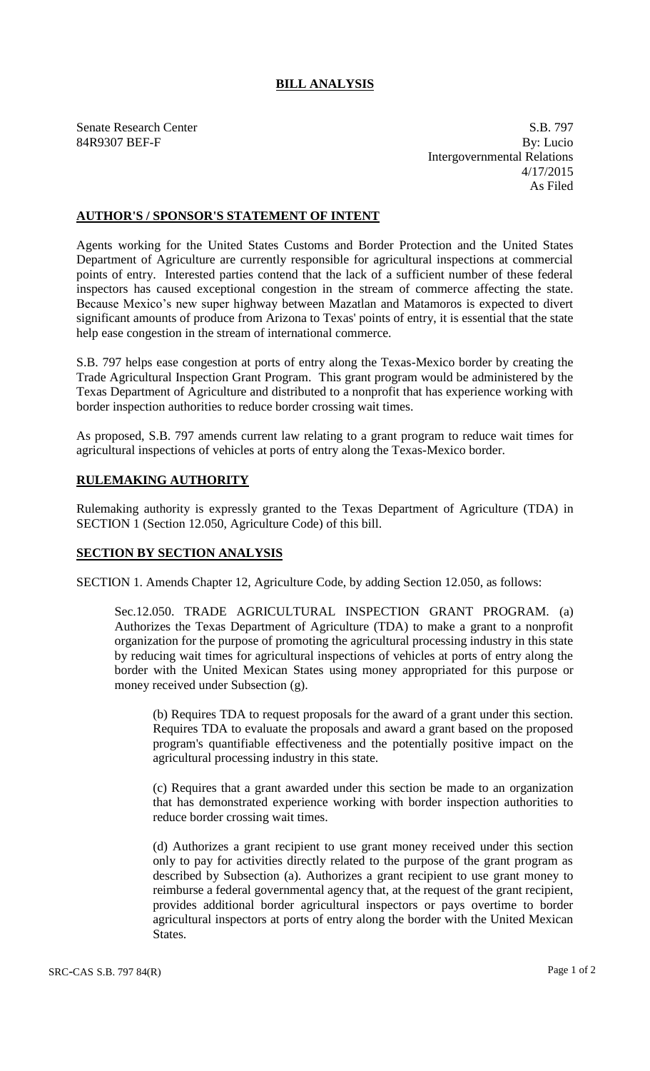# BILL ANALYSIS

Senate Research Center
84R9307 BEF-F

S.B. 797
By: Lucio
Intergovernmental Relations
4/17/2015
As Filed

## AUTHOR'S / SPONSOR'S STATEMENT OF INTENT

Agents working for the United States Customs and Border Protection and the United States Department of Agriculture are currently responsible for agricultural inspections at commercial points of entry. Interested parties contend that the lack of a sufficient number of these federal inspectors has caused exceptional congestion in the stream of commerce affecting the state. Because Mexico's new super highway between Mazatlan and Matamoros is expected to divert significant amounts of produce from Arizona to Texas' points of entry, it is essential that the state help ease congestion in the stream of international commerce.

S.B. 797 helps ease congestion at ports of entry along the Texas-Mexico border by creating the Trade Agricultural Inspection Grant Program. This grant program would be administered by the Texas Department of Agriculture and distributed to a nonprofit that has experience working with border inspection authorities to reduce border crossing wait times.

As proposed, S.B. 797 amends current law relating to a grant program to reduce wait times for agricultural inspections of vehicles at ports of entry along the Texas-Mexico border.

## RULEMAKING AUTHORITY

Rulemaking authority is expressly granted to the Texas Department of Agriculture (TDA) in SECTION 1 (Section 12.050, Agriculture Code) of this bill.

## SECTION BY SECTION ANALYSIS

SECTION 1. Amends Chapter 12, Agriculture Code, by adding Section 12.050, as follows:

Sec.12.050. TRADE AGRICULTURAL INSPECTION GRANT PROGRAM. (a) Authorizes the Texas Department of Agriculture (TDA) to make a grant to a nonprofit organization for the purpose of promoting the agricultural processing industry in this state by reducing wait times for agricultural inspections of vehicles at ports of entry along the border with the United Mexican States using money appropriated for this purpose or money received under Subsection (g).

(b) Requires TDA to request proposals for the award of a grant under this section. Requires TDA to evaluate the proposals and award a grant based on the proposed program's quantifiable effectiveness and the potentially positive impact on the agricultural processing industry in this state.

(c) Requires that a grant awarded under this section be made to an organization that has demonstrated experience working with border inspection authorities to reduce border crossing wait times.

(d) Authorizes a grant recipient to use grant money received under this section only to pay for activities directly related to the purpose of the grant program as described by Subsection (a). Authorizes a grant recipient to use grant money to reimburse a federal governmental agency that, at the request of the grant recipient, provides additional border agricultural inspectors or pays overtime to border agricultural inspectors at ports of entry along the border with the United Mexican States.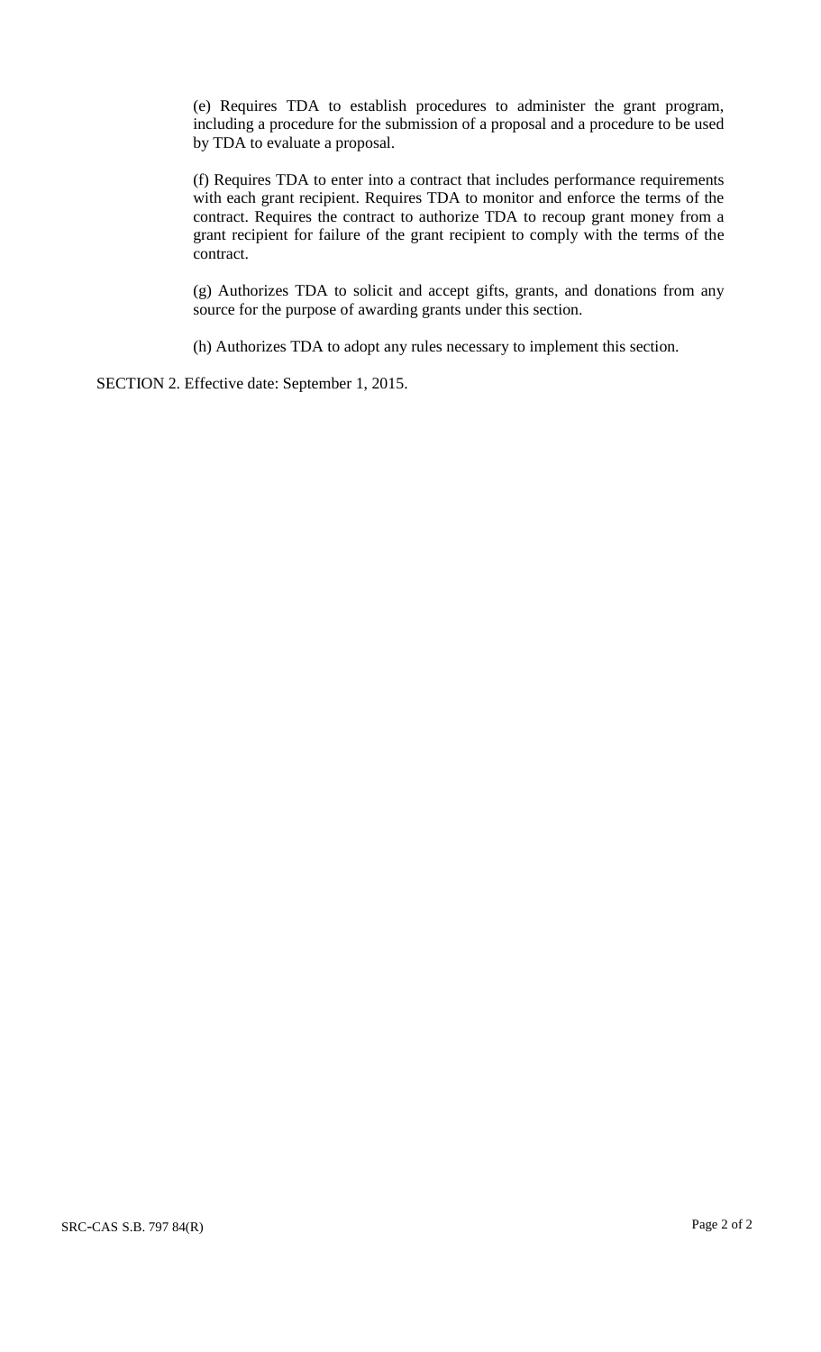(e) Requires TDA to establish procedures to administer the grant program, including a procedure for the submission of a proposal and a procedure to be used by TDA to evaluate a proposal.

(f) Requires TDA to enter into a contract that includes performance requirements with each grant recipient. Requires TDA to monitor and enforce the terms of the contract. Requires the contract to authorize TDA to recoup grant money from a grant recipient for failure of the grant recipient to comply with the terms of the contract.

(g) Authorizes TDA to solicit and accept gifts, grants, and donations from any source for the purpose of awarding grants under this section.

(h) Authorizes TDA to adopt any rules necessary to implement this section.

SECTION 2. Effective date: September 1, 2015.